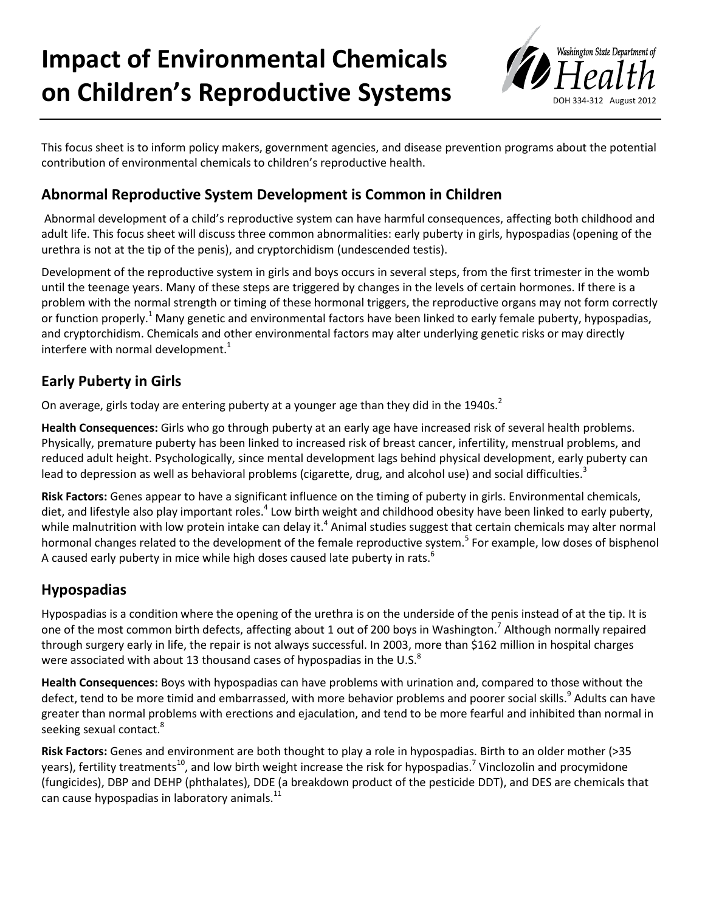# Impact of Environmental Chemicals on Children's Reproductive Systems

Washington State Department of Health
DOH 334-312 August 2012

This focus sheet is to inform policy makers, government agencies, and disease prevention programs about the potential contribution of environmental chemicals to children's reproductive health.

## Abnormal Reproductive System Development is Common in Children

Abnormal development of a child's reproductive system can have harmful consequences, affecting both childhood and adult life. This focus sheet will discuss three common abnormalities: early puberty in girls, hypospadias (opening of the urethra is not at the tip of the penis), and cryptorchidism (undescended testis).

Development of the reproductive system in girls and boys occurs in several steps, from the first trimester in the womb until the teenage years. Many of these steps are triggered by changes in the levels of certain hormones. If there is a problem with the normal strength or timing of these hormonal triggers, the reproductive organs may not form correctly or function properly.[1] Many genetic and environmental factors have been linked to early female puberty, hypospadias, and cryptorchidism. Chemicals and other environmental factors may alter underlying genetic risks or may directly interfere with normal development.[1]

## Early Puberty in Girls

On average, girls today are entering puberty at a younger age than they did in the 1940s.[2]

**Health Consequences:** Girls who go through puberty at an early age have increased risk of several health problems. Physically, premature puberty has been linked to increased risk of breast cancer, infertility, menstrual problems, and reduced adult height. Psychologically, since mental development lags behind physical development, early puberty can lead to depression as well as behavioral problems (cigarette, drug, and alcohol use) and social difficulties.[3]

**Risk Factors:** Genes appear to have a significant influence on the timing of puberty in girls. Environmental chemicals, diet, and lifestyle also play important roles.[4] Low birth weight and childhood obesity have been linked to early puberty, while malnutrition with low protein intake can delay it.[4] Animal studies suggest that certain chemicals may alter normal hormonal changes related to the development of the female reproductive system.[5] For example, low doses of bisphenol A caused early puberty in mice while high doses caused late puberty in rats.[6]

## Hypospadias

Hypospadias is a condition where the opening of the urethra is on the underside of the penis instead of at the tip. It is one of the most common birth defects, affecting about 1 out of 200 boys in Washington.[7] Although normally repaired through surgery early in life, the repair is not always successful. In 2003, more than $162 million in hospital charges were associated with about 13 thousand cases of hypospadias in the U.S.[8]

**Health Consequences:** Boys with hypospadias can have problems with urination and, compared to those without the defect, tend to be more timid and embarrassed, with more behavior problems and poorer social skills.[9] Adults can have greater than normal problems with erections and ejaculation, and tend to be more fearful and inhibited than normal in seeking sexual contact.[8]

**Risk Factors:** Genes and environment are both thought to play a role in hypospadias. Birth to an older mother (>35 years), fertility treatments[10], and low birth weight increase the risk for hypospadias.[7] Vinclozolin and procymidone (fungicides), DBP and DEHP (phthalates), DDE (a breakdown product of the pesticide DDT), and DES are chemicals that can cause hypospadias in laboratory animals.[11]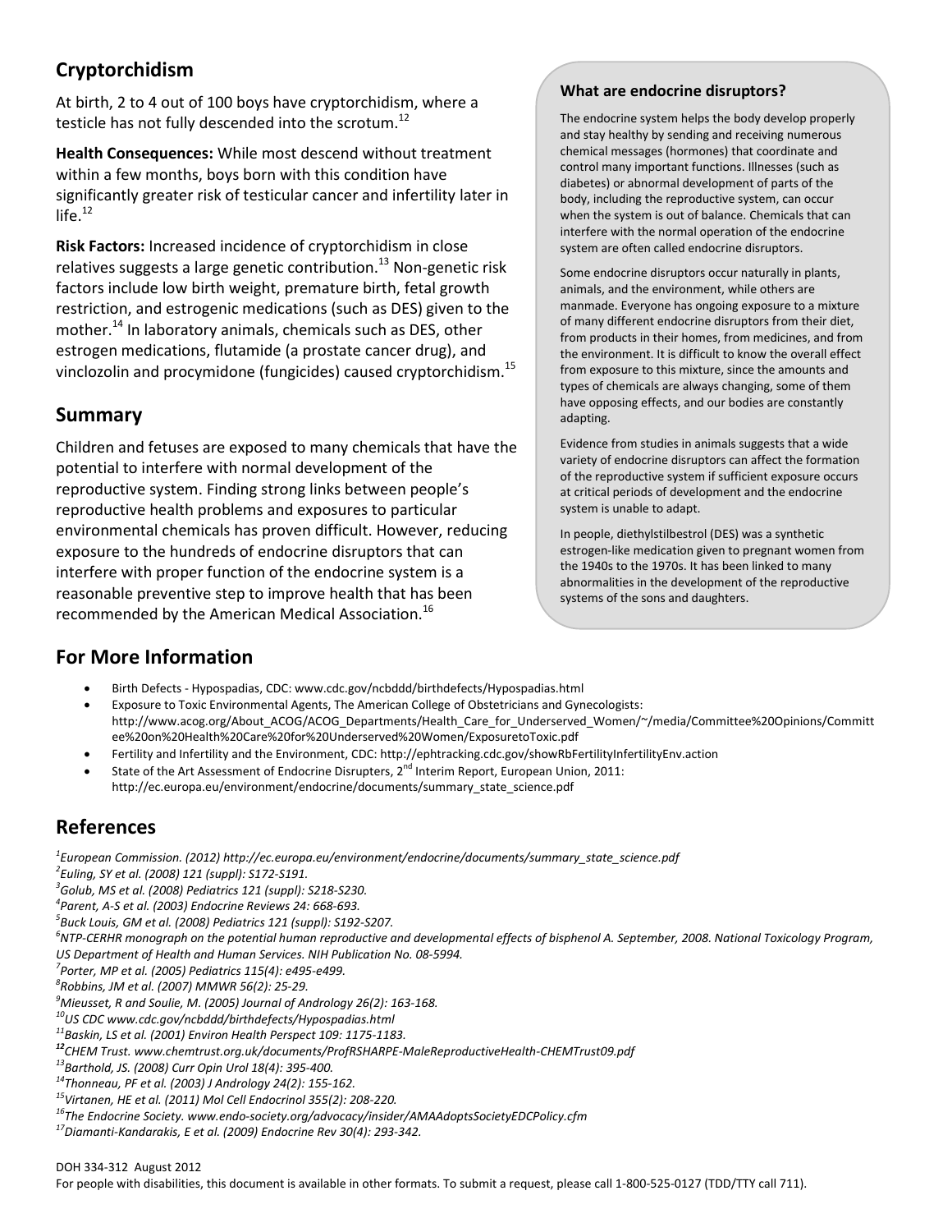## Cryptorchidism

At birth, 2 to 4 out of 100 boys have cryptorchidism, where a testicle has not fully descended into the scrotum.[12]

**Health Consequences:** While most descend without treatment within a few months, boys born with this condition have significantly greater risk of testicular cancer and infertility later in life.[12]

**Risk Factors:** Increased incidence of cryptorchidism in close relatives suggests a large genetic contribution.[13] Non-genetic risk factors include low birth weight, premature birth, fetal growth restriction, and estrogenic medications (such as DES) given to the mother.[14] In laboratory animals, chemicals such as DES, other estrogen medications, flutamide (a prostate cancer drug), and vinclozolin and procymidone (fungicides) caused cryptorchidism.[15]

## Summary

Children and fetuses are exposed to many chemicals that have the potential to interfere with normal development of the reproductive system. Finding strong links between people's reproductive health problems and exposures to particular environmental chemicals has proven difficult. However, reducing exposure to the hundreds of endocrine disruptors that can interfere with proper function of the endocrine system is a reasonable preventive step to improve health that has been recommended by the American Medical Association.[16]

### What are endocrine disruptors?

The endocrine system helps the body develop properly and stay healthy by sending and receiving numerous chemical messages (hormones) that coordinate and control many important functions. Illnesses (such as diabetes) or abnormal development of parts of the body, including the reproductive system, can occur when the system is out of balance. Chemicals that can interfere with the normal operation of the endocrine system are often called endocrine disruptors.

Some endocrine disruptors occur naturally in plants, animals, and the environment, while others are manmade. Everyone has ongoing exposure to a mixture of many different endocrine disruptors from their diet, from products in their homes, from medicines, and from the environment. It is difficult to know the overall effect from exposure to this mixture, since the amounts and types of chemicals are always changing, some of them have opposing effects, and our bodies are constantly adapting.

Evidence from studies in animals suggests that a wide variety of endocrine disruptors can affect the formation of the reproductive system if sufficient exposure occurs at critical periods of development and the endocrine system is unable to adapt.

In people, diethylstilbestrol (DES) was a synthetic estrogen-like medication given to pregnant women from the 1940s to the 1970s. It has been linked to many abnormalities in the development of the reproductive systems of the sons and daughters.

## For More Information

- Birth Defects - Hypospadias, CDC: www.cdc.gov/ncbddd/birthdefects/Hypospadias.html
- Exposure to Toxic Environmental Agents, The American College of Obstetricians and Gynecologists: http://www.acog.org/About_ACOG/ACOG_Departments/Health_Care_for_Underserved_Women/~/media/Committee%20Opinions/Committee%20on%20Health%20Care%20for%20Underserved%20Women/ExposuretoToxic.pdf
- Fertility and Infertility and the Environment, CDC: http://ephtracking.cdc.gov/showRbFertilityInfertilityEnv.action
- State of the Art Assessment of Endocrine Disrupters, 2nd Interim Report, European Union, 2011: http://ec.europa.eu/environment/endocrine/documents/summary_state_science.pdf

## References

[1] *European Commission. (2012) http://ec.europa.eu/environment/endocrine/documents/summary_state_science.pdf*
[2] *Euling, SY et al. (2008) 121 (suppl): S172-S191.*
[3] *Golub, MS et al. (2008) Pediatrics 121 (suppl): S218-S230.*
[4] *Parent, A-S et al. (2003) Endocrine Reviews 24: 668-693.*
[5] *Buck Louis, GM et al. (2008) Pediatrics 121 (suppl): S192-S207.*
[6] *NTP-CERHR monograph on the potential human reproductive and developmental effects of bisphenol A. September, 2008. National Toxicology Program, US Department of Health and Human Services. NIH Publication No. 08-5994.*
[7] *Porter, MP et al. (2005) Pediatrics 115(4): e495-e499.*
[8] *Robbins, JM et al. (2007) MMWR 56(2): 25-29.*
[9] *Mieusset, R and Soulie, M. (2005) Journal of Andrology 26(2): 163-168.*
[10] *US CDC www.cdc.gov/ncbddd/birthdefects/Hypospadias.html*
[11] *Baskin, LS et al. (2001) Environ Health Perspect 109: 1175-1183.*
[12] *CHEM Trust. www.chemtrust.org.uk/documents/ProfRSHARPE-MaleReproductiveHealth-CHEMTrust09.pdf*
[13] *Barthold, JS. (2008) Curr Opin Urol 18(4): 395-400.*
[14] *Thonneau, PF et al. (2003) J Andrology 24(2): 155-162.*
[15] *Virtanen, HE et al. (2011) Mol Cell Endocrinol 355(2): 208-220.*
[16] *The Endocrine Society. www.endo-society.org/advocacy/insider/AMAAdoptsSocietyEDCPolicy.cfm*
[17] *Diamanti-Kandarakis, E et al. (2009) Endocrine Rev 30(4): 293-342.*

DOH 334-312 August 2012
For people with disabilities, this document is available in other formats. To submit a request, please call 1-800-525-0127 (TDD/TTY call 711).